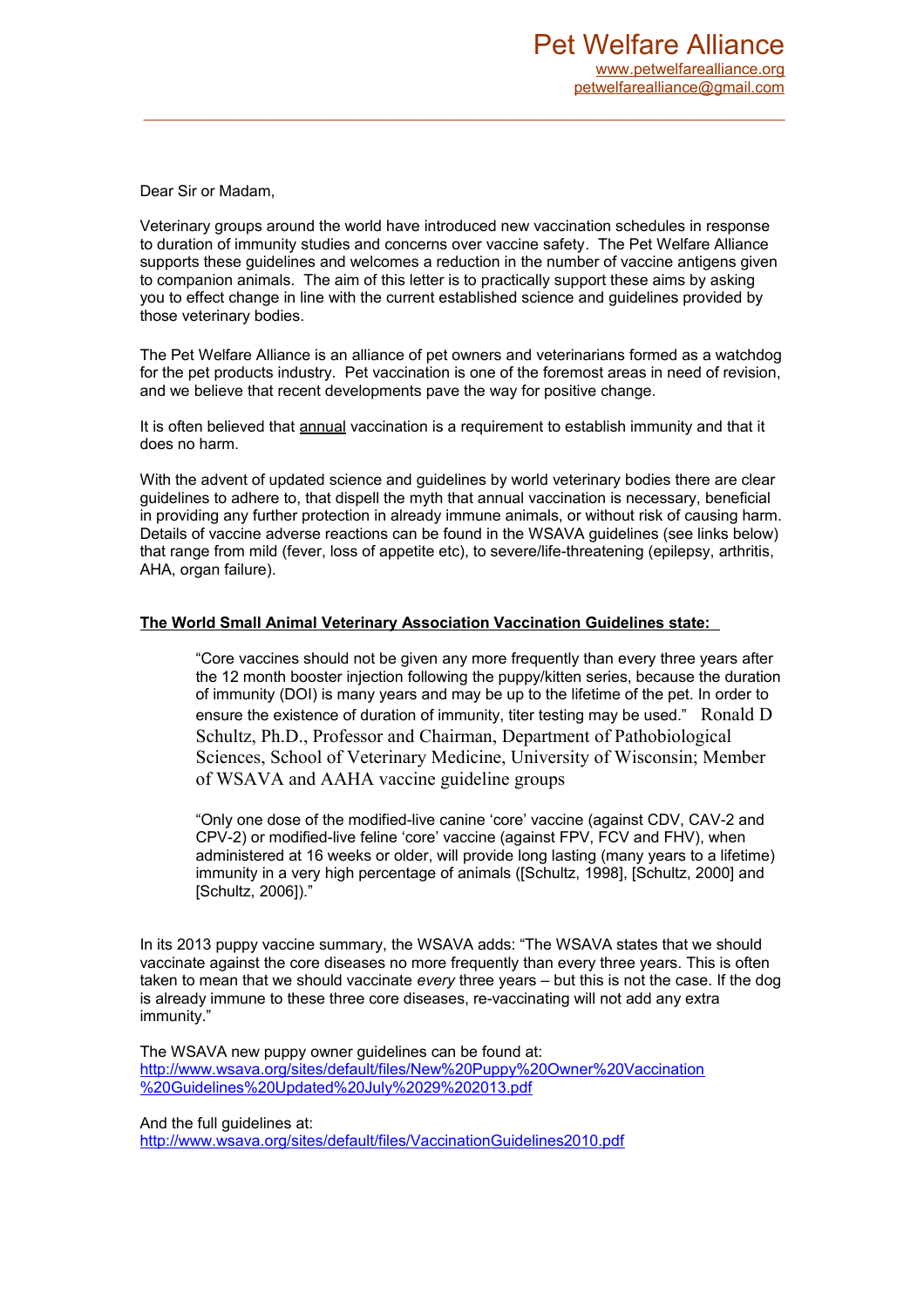# Pet Welfare Alliance

www.petwelfarealliance.org
petwelfarealliance@gmail.com

---

Dear Sir or Madam,

Veterinary groups around the world have introduced new vaccination schedules in response to duration of immunity studies and concerns over vaccine safety. The Pet Welfare Alliance supports these guidelines and welcomes a reduction in the number of vaccine antigens given to companion animals. The aim of this letter is to practically support these aims by asking you to effect change in line with the current established science and guidelines provided by those veterinary bodies.

The Pet Welfare Alliance is an alliance of pet owners and veterinarians formed as a watchdog for the pet products industry. Pet vaccination is one of the foremost areas in need of revision, and we believe that recent developments pave the way for positive change.

It is often believed that annual vaccination is a requirement to establish immunity and that it does no harm.

With the advent of updated science and guidelines by world veterinary bodies there are clear guidelines to adhere to, that dispell the myth that annual vaccination is necessary, beneficial in providing any further protection in already immune animals, or without risk of causing harm. Details of vaccine adverse reactions can be found in the WSAVA guidelines (see links below) that range from mild (fever, loss of appetite etc), to severe/life-threatening (epilepsy, arthritis, AHA, organ failure).

**The World Small Animal Veterinary Association Vaccination Guidelines state:**

> "Core vaccines should not be given any more frequently than every three years after the 12 month booster injection following the puppy/kitten series, because the duration of immunity (DOI) is many years and may be up to the lifetime of the pet. In order to ensure the existence of duration of immunity, titer testing may be used." Ronald D Schultz, Ph.D., Professor and Chairman, Department of Pathobiological Sciences, School of Veterinary Medicine, University of Wisconsin; Member of WSAVA and AAHA vaccine guideline groups

> "Only one dose of the modified-live canine 'core' vaccine (against CDV, CAV-2 and CPV-2) or modified-live feline 'core' vaccine (against FPV, FCV and FHV), when administered at 16 weeks or older, will provide long lasting (many years to a lifetime) immunity in a very high percentage of animals ([Schultz, 1998], [Schultz, 2000] and [Schultz, 2006])."

In its 2013 puppy vaccine summary, the WSAVA adds: "The WSAVA states that we should vaccinate against the core diseases no more frequently than every three years. This is often taken to mean that we should vaccinate *every* three years – but this is not the case. If the dog is already immune to these three core diseases, re-vaccinating will not add any extra immunity."

The WSAVA new puppy owner guidelines can be found at:
http://www.wsava.org/sites/default/files/New%20Puppy%20Owner%20Vaccination%20Guidelines%20Updated%20July%2029%202013.pdf

And the full guidelines at:
http://www.wsava.org/sites/default/files/VaccinationGuidelines2010.pdf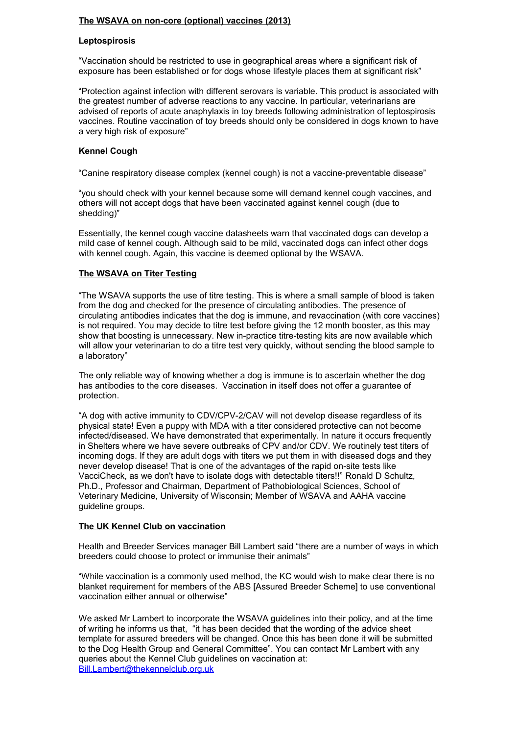## The WSAVA on non-core (optional) vaccines (2013)

### Leptospirosis

"Vaccination should be restricted to use in geographical areas where a significant risk of exposure has been established or for dogs whose lifestyle places them at significant risk"

"Protection against infection with different serovars is variable. This product is associated with the greatest number of adverse reactions to any vaccine. In particular, veterinarians are advised of reports of acute anaphylaxis in toy breeds following administration of leptospirosis vaccines. Routine vaccination of toy breeds should only be considered in dogs known to have a very high risk of exposure"

### Kennel Cough

"Canine respiratory disease complex (kennel cough) is not a vaccine-preventable disease"

"you should check with your kennel because some will demand kennel cough vaccines, and others will not accept dogs that have been vaccinated against kennel cough (due to shedding)"

Essentially, the kennel cough vaccine datasheets warn that vaccinated dogs can develop a mild case of kennel cough. Although said to be mild, vaccinated dogs can infect other dogs with kennel cough. Again, this vaccine is deemed optional by the WSAVA.

## The WSAVA on Titer Testing

"The WSAVA supports the use of titre testing. This is where a small sample of blood is taken from the dog and checked for the presence of circulating antibodies. The presence of circulating antibodies indicates that the dog is immune, and revaccination (with core vaccines) is not required. You may decide to titre test before giving the 12 month booster, as this may show that boosting is unnecessary. New in-practice titre-testing kits are now available which will allow your veterinarian to do a titre test very quickly, without sending the blood sample to a laboratory"

The only reliable way of knowing whether a dog is immune is to ascertain whether the dog has antibodies to the core diseases. Vaccination in itself does not offer a guarantee of protection.

"A dog with active immunity to CDV/CPV-2/CAV will not develop disease regardless of its physical state! Even a puppy with MDA with a titer considered protective can not become infected/diseased. We have demonstrated that experimentally. In nature it occurs frequently in Shelters where we have severe outbreaks of CPV and/or CDV. We routinely test titers of incoming dogs. If they are adult dogs with titers we put them in with diseased dogs and they never develop disease! That is one of the advantages of the rapid on-site tests like VacciCheck, as we don't have to isolate dogs with detectable titers!!" Ronald D Schultz, Ph.D., Professor and Chairman, Department of Pathobiological Sciences, School of Veterinary Medicine, University of Wisconsin; Member of WSAVA and AAHA vaccine guideline groups.

## The UK Kennel Club on vaccination

Health and Breeder Services manager Bill Lambert said "there are a number of ways in which breeders could choose to protect or immunise their animals"

"While vaccination is a commonly used method, the KC would wish to make clear there is no blanket requirement for members of the ABS [Assured Breeder Scheme] to use conventional vaccination either annual or otherwise"

We asked Mr Lambert to incorporate the WSAVA guidelines into their policy, and at the time of writing he informs us that, "it has been decided that the wording of the advice sheet template for assured breeders will be changed. Once this has been done it will be submitted to the Dog Health Group and General Committee". You can contact Mr Lambert with any queries about the Kennel Club guidelines on vaccination at: Bill.Lambert@thekennelclub.org.uk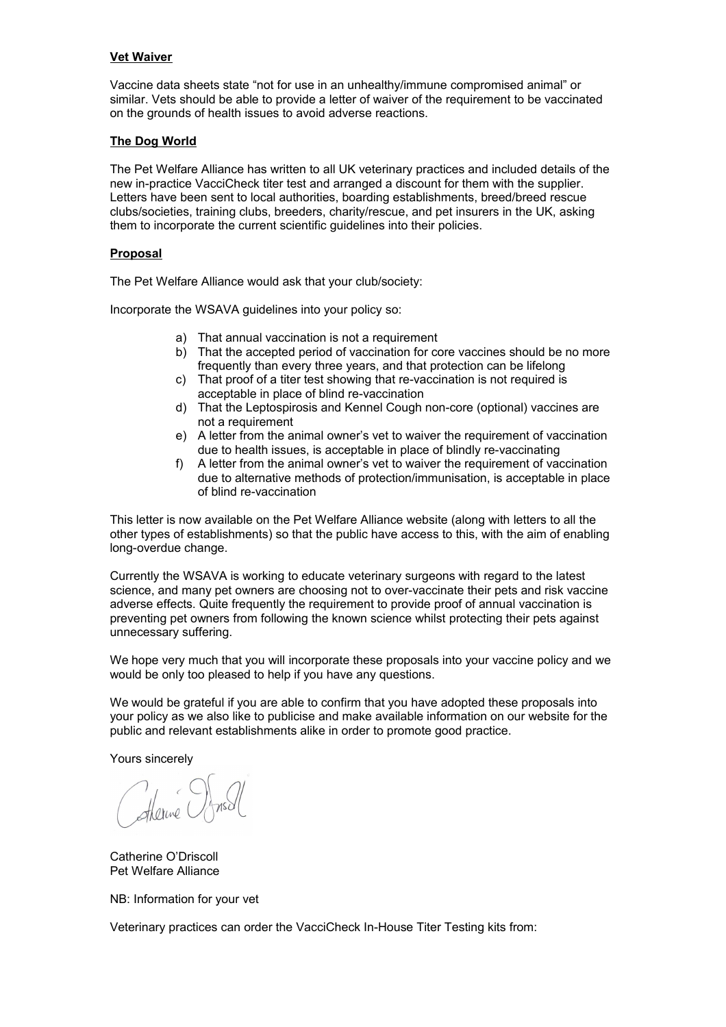**Vet Waiver**

Vaccine data sheets state "not for use in an unhealthy/immune compromised animal" or similar. Vets should be able to provide a letter of waiver of the requirement to be vaccinated on the grounds of health issues to avoid adverse reactions.

**The Dog World**

The Pet Welfare Alliance has written to all UK veterinary practices and included details of the new in-practice VacciCheck titer test and arranged a discount for them with the supplier. Letters have been sent to local authorities, boarding establishments, breed/breed rescue clubs/societies, training clubs, breeders, charity/rescue, and pet insurers in the UK, asking them to incorporate the current scientific guidelines into their policies.

**Proposal**

The Pet Welfare Alliance would ask that your club/society:

Incorporate the WSAVA guidelines into your policy so:

a) That annual vaccination is not a requirement
b) That the accepted period of vaccination for core vaccines should be no more frequently than every three years, and that protection can be lifelong
c) That proof of a titer test showing that re-vaccination is not required is acceptable in place of blind re-vaccination
d) That the Leptospirosis and Kennel Cough non-core (optional) vaccines are not a requirement
e) A letter from the animal owner's vet to waiver the requirement of vaccination due to health issues, is acceptable in place of blindly re-vaccinating
f) A letter from the animal owner's vet to waiver the requirement of vaccination due to alternative methods of protection/immunisation, is acceptable in place of blind re-vaccination

This letter is now available on the Pet Welfare Alliance website (along with letters to all the other types of establishments) so that the public have access to this, with the aim of enabling long-overdue change.

Currently the WSAVA is working to educate veterinary surgeons with regard to the latest science, and many pet owners are choosing not to over-vaccinate their pets and risk vaccine adverse effects. Quite frequently the requirement to provide proof of annual vaccination is preventing pet owners from following the known science whilst protecting their pets against unnecessary suffering.

We hope very much that you will incorporate these proposals into your vaccine policy and we would be only too pleased to help if you have any questions.

We would be grateful if you are able to confirm that you have adopted these proposals into your policy as we also like to publicise and make available information on our website for the public and relevant establishments alike in order to promote good practice.

Yours sincerely

Catherine O'Driscoll
Pet Welfare Alliance

NB: Information for your vet

Veterinary practices can order the VacciCheck In-House Titer Testing kits from: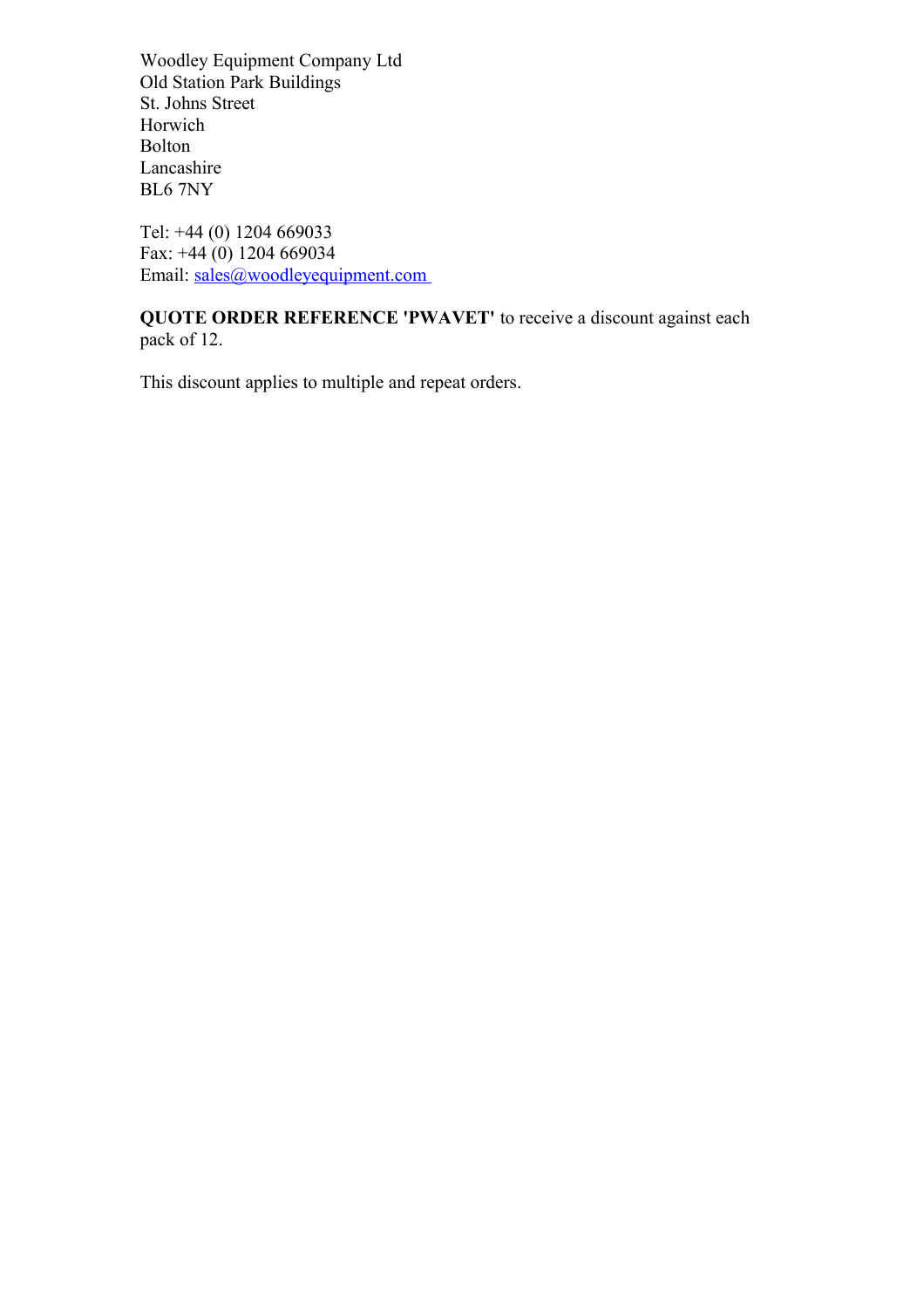Woodley Equipment Company Ltd
Old Station Park Buildings
St. Johns Street
Horwich
Bolton
Lancashire
BL6 7NY

Tel: +44 (0) 1204 669033
Fax: +44 (0) 1204 669034
Email: sales@woodleyequipment.com

**QUOTE ORDER REFERENCE 'PWAVET'** to receive a discount against each pack of 12.

This discount applies to multiple and repeat orders.